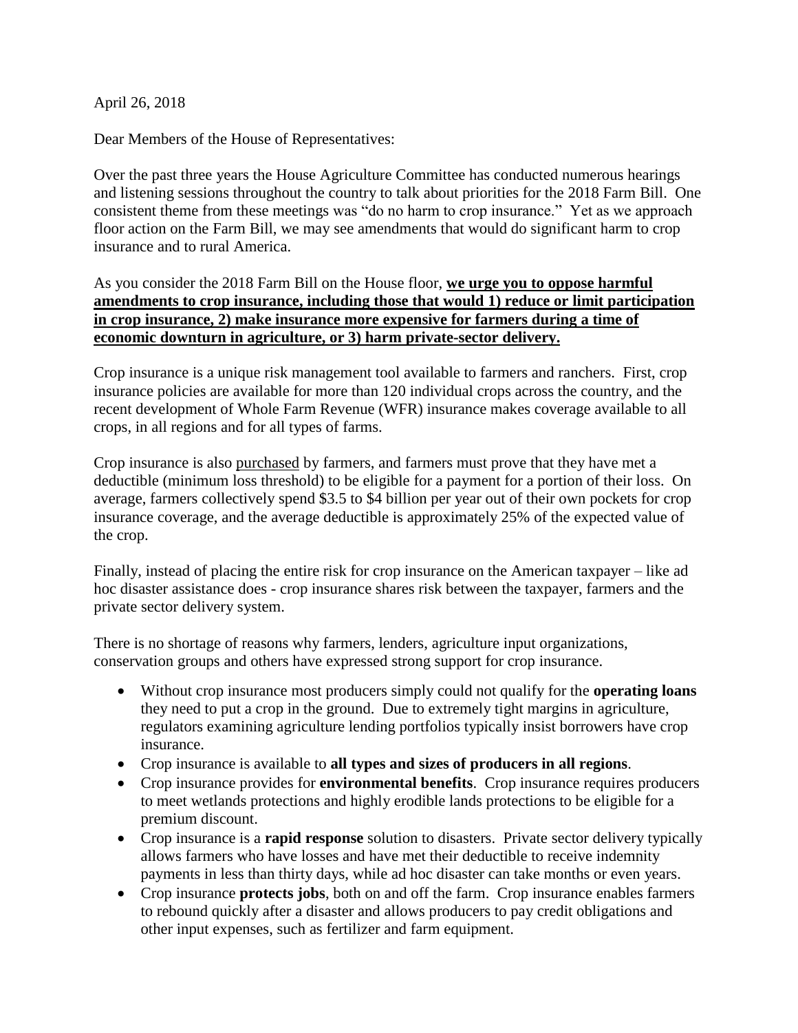April 26, 2018

Dear Members of the House of Representatives:

Over the past three years the House Agriculture Committee has conducted numerous hearings and listening sessions throughout the country to talk about priorities for the 2018 Farm Bill. One consistent theme from these meetings was "do no harm to crop insurance." Yet as we approach floor action on the Farm Bill, we may see amendments that would do significant harm to crop insurance and to rural America.

As you consider the 2018 Farm Bill on the House floor, **<u>we urge you to oppose harmful amendments to crop insurance, including those that would 1) reduce or limit participation in crop insurance, 2) make insurance more expensive for farmers during a time of economic downturn in agriculture, or 3) harm private-sector delivery.</u>**

Crop insurance is a unique risk management tool available to farmers and ranchers. First, crop insurance policies are available for more than 120 individual crops across the country, and the recent development of Whole Farm Revenue (WFR) insurance makes coverage available to all crops, in all regions and for all types of farms.

Crop insurance is also <u>purchased</u> by farmers, and farmers must prove that they have met a deductible (minimum loss threshold) to be eligible for a payment for a portion of their loss. On average, farmers collectively spend $3.5 to $4 billion per year out of their own pockets for crop insurance coverage, and the average deductible is approximately 25% of the expected value of the crop.

Finally, instead of placing the entire risk for crop insurance on the American taxpayer – like ad hoc disaster assistance does - crop insurance shares risk between the taxpayer, farmers and the private sector delivery system.

There is no shortage of reasons why farmers, lenders, agriculture input organizations, conservation groups and others have expressed strong support for crop insurance.

- Without crop insurance most producers simply could not qualify for the **operating loans** they need to put a crop in the ground. Due to extremely tight margins in agriculture, regulators examining agriculture lending portfolios typically insist borrowers have crop insurance.
- Crop insurance is available to **all types and sizes of producers in all regions**.
- Crop insurance provides for **environmental benefits**. Crop insurance requires producers to meet wetlands protections and highly erodible lands protections to be eligible for a premium discount.
- Crop insurance is a **rapid response** solution to disasters. Private sector delivery typically allows farmers who have losses and have met their deductible to receive indemnity payments in less than thirty days, while ad hoc disaster can take months or even years.
- Crop insurance **protects jobs**, both on and off the farm. Crop insurance enables farmers to rebound quickly after a disaster and allows producers to pay credit obligations and other input expenses, such as fertilizer and farm equipment.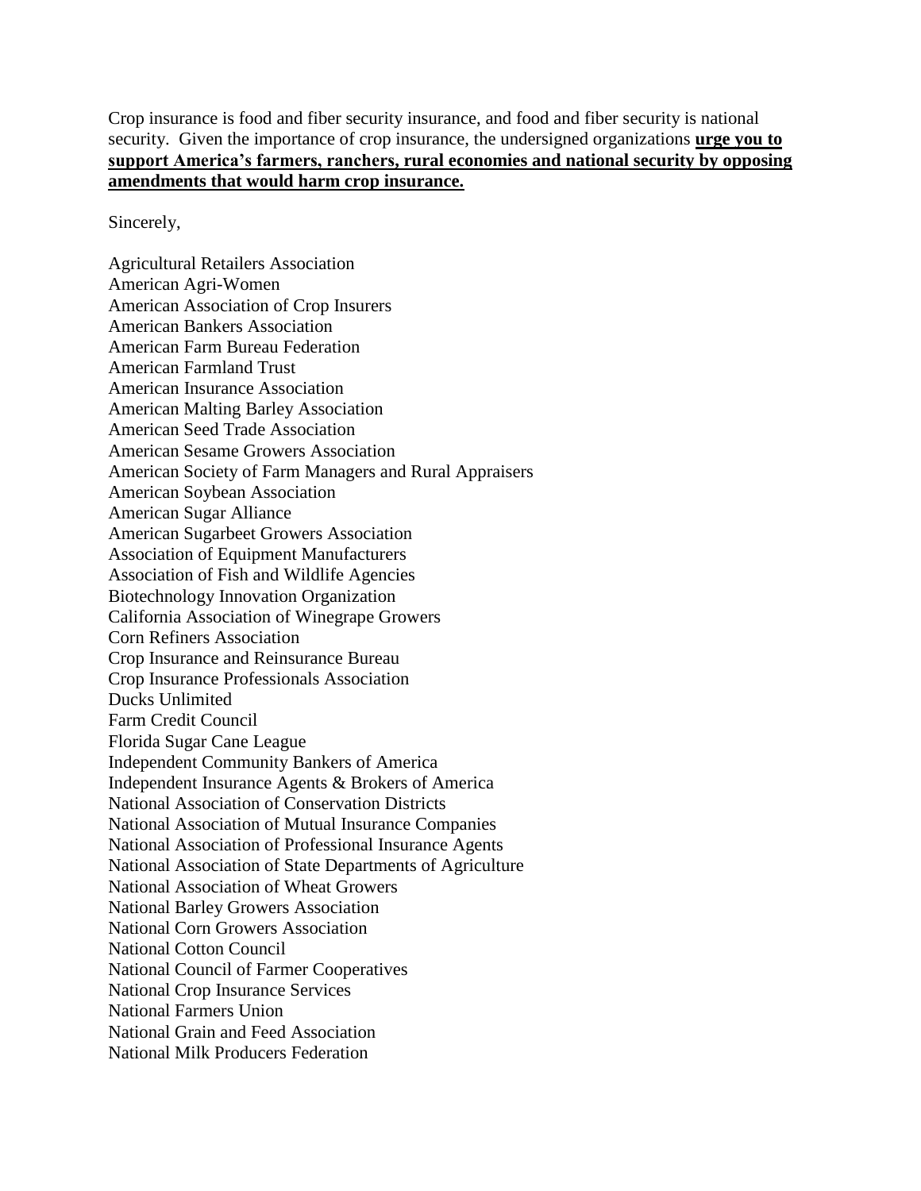Crop insurance is food and fiber security insurance, and food and fiber security is national security. Given the importance of crop insurance, the undersigned organizations **urge you to support America's farmers, ranchers, rural economies and national security by opposing amendments that would harm crop insurance.**

Sincerely,

Agricultural Retailers Association
American Agri-Women
American Association of Crop Insurers
American Bankers Association
American Farm Bureau Federation
American Farmland Trust
American Insurance Association
American Malting Barley Association
American Seed Trade Association
American Sesame Growers Association
American Society of Farm Managers and Rural Appraisers
American Soybean Association
American Sugar Alliance
American Sugarbeet Growers Association
Association of Equipment Manufacturers
Association of Fish and Wildlife Agencies
Biotechnology Innovation Organization
California Association of Winegrape Growers
Corn Refiners Association
Crop Insurance and Reinsurance Bureau
Crop Insurance Professionals Association
Ducks Unlimited
Farm Credit Council
Florida Sugar Cane League
Independent Community Bankers of America
Independent Insurance Agents & Brokers of America
National Association of Conservation Districts
National Association of Mutual Insurance Companies
National Association of Professional Insurance Agents
National Association of State Departments of Agriculture
National Association of Wheat Growers
National Barley Growers Association
National Corn Growers Association
National Cotton Council
National Council of Farmer Cooperatives
National Crop Insurance Services
National Farmers Union
National Grain and Feed Association
National Milk Producers Federation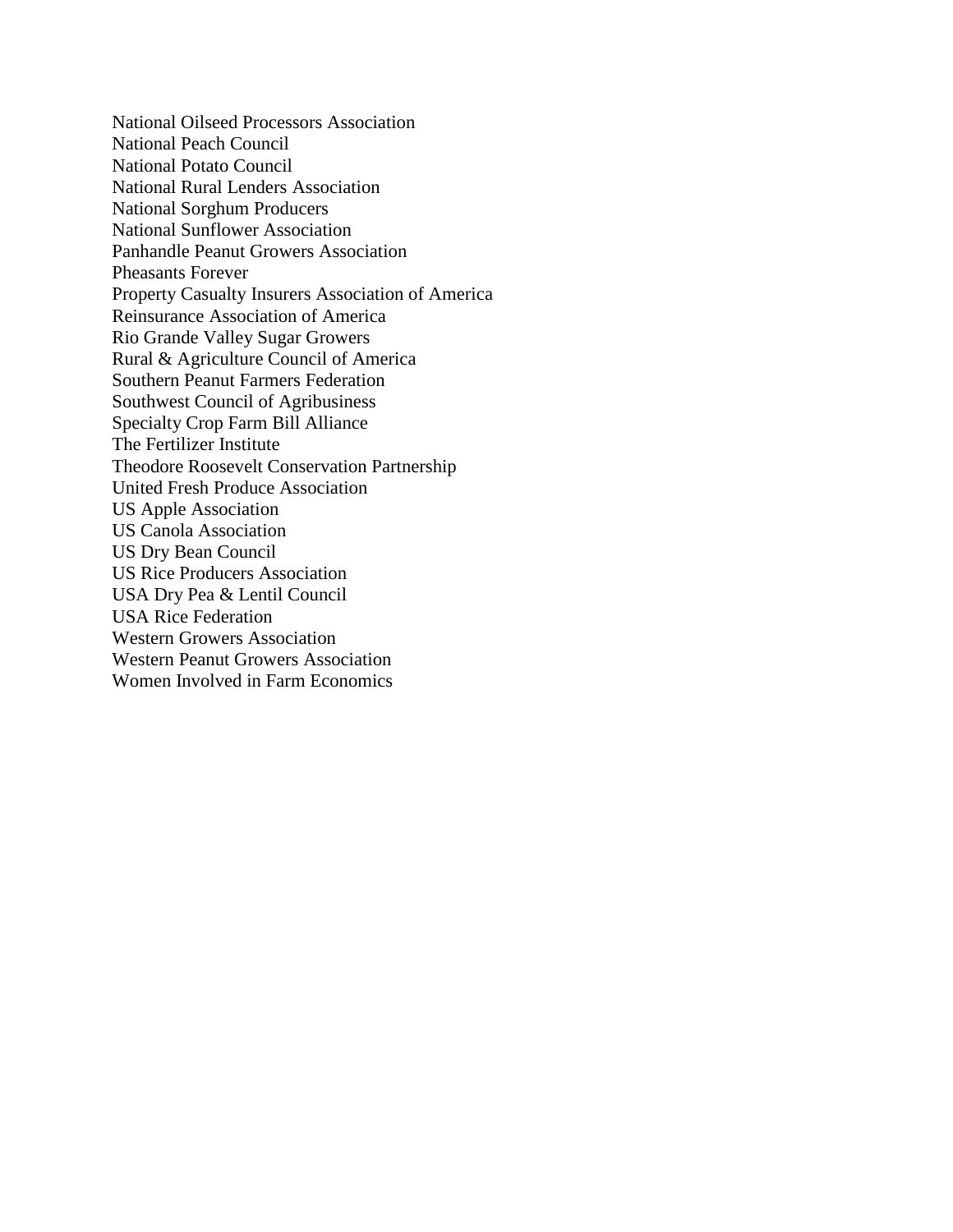National Oilseed Processors Association
National Peach Council
National Potato Council
National Rural Lenders Association
National Sorghum Producers
National Sunflower Association
Panhandle Peanut Growers Association
Pheasants Forever
Property Casualty Insurers Association of America
Reinsurance Association of America
Rio Grande Valley Sugar Growers
Rural & Agriculture Council of America
Southern Peanut Farmers Federation
Southwest Council of Agribusiness
Specialty Crop Farm Bill Alliance
The Fertilizer Institute
Theodore Roosevelt Conservation Partnership
United Fresh Produce Association
US Apple Association
US Canola Association
US Dry Bean Council
US Rice Producers Association
USA Dry Pea & Lentil Council
USA Rice Federation
Western Growers Association
Western Peanut Growers Association
Women Involved in Farm Economics